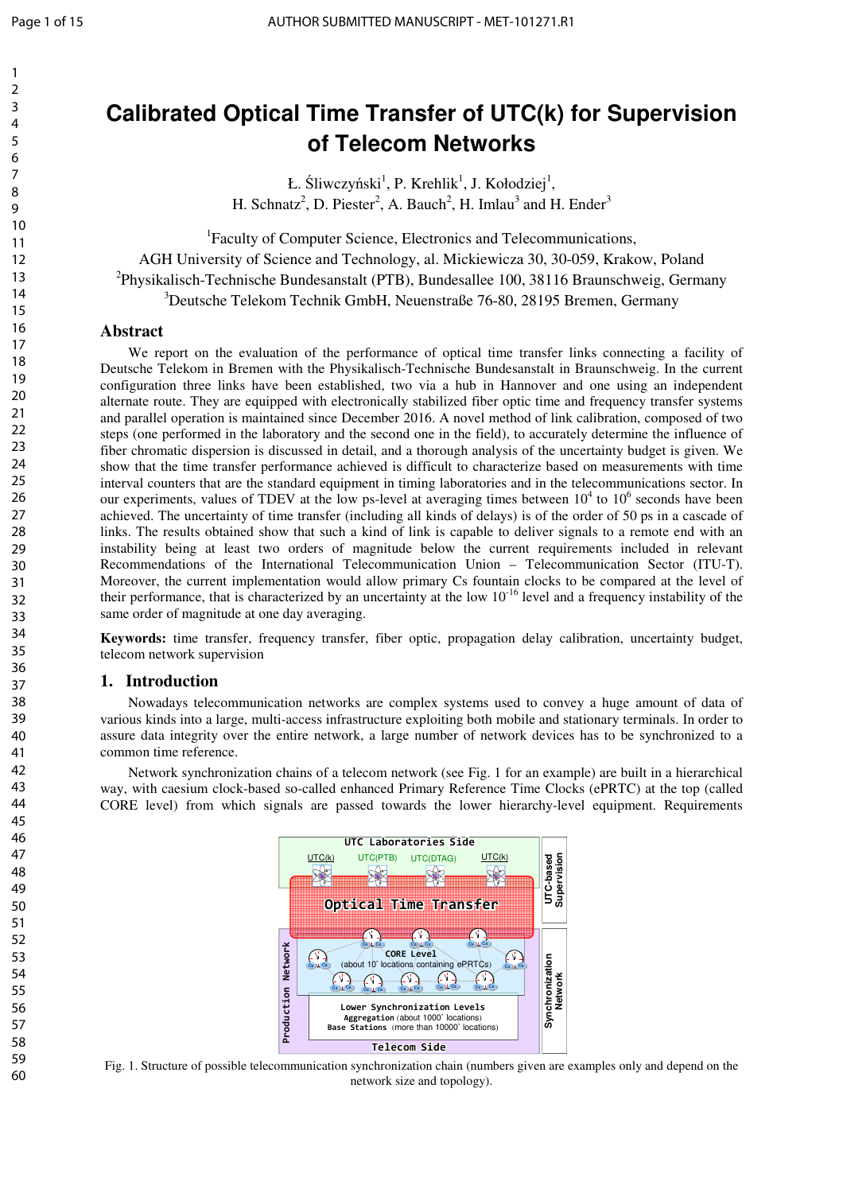# Calibrated Optical Time Transfer of UTC(k) for Supervision of Telecom Networks

Ł. Śliwczyński[1], P. Krehlik[1], J. Kołodziej[1],
H. Schnatz[2], D. Piester[2], A. Bauch[2], H. Imlau[3] and H. Ender[3]

[1]Faculty of Computer Science, Electronics and Telecommunications,
AGH University of Science and Technology, al. Mickiewicza 30, 30-059, Krakow, Poland
[2]Physikalisch-Technische Bundesanstalt (PTB), Bundesallee 100, 38116 Braunschweig, Germany
[3]Deutsche Telekom Technik GmbH, Neuenstraße 76-80, 28195 Bremen, Germany

## Abstract

We report on the evaluation of the performance of optical time transfer links connecting a facility of Deutsche Telekom in Bremen with the Physikalisch-Technische Bundesanstalt in Braunschweig. In the current configuration three links have been established, two via a hub in Hannover and one using an independent alternate route. They are equipped with electronically stabilized fiber optic time and frequency transfer systems and parallel operation is maintained since December 2016. A novel method of link calibration, composed of two steps (one performed in the laboratory and the second one in the field), to accurately determine the influence of fiber chromatic dispersion is discussed in detail, and a thorough analysis of the uncertainty budget is given. We show that the time transfer performance achieved is difficult to characterize based on measurements with time interval counters that are the standard equipment in timing laboratories and in the telecommunications sector. In our experiments, values of TDEV at the low ps-level at averaging times between $10^4$ to $10^6$ seconds have been achieved. The uncertainty of time transfer (including all kinds of delays) is of the order of 50 ps in a cascade of links. The results obtained show that such a kind of link is capable to deliver signals to a remote end with an instability being at least two orders of magnitude below the current requirements included in relevant Recommendations of the International Telecommunication Union – Telecommunication Sector (ITU-T). Moreover, the current implementation would allow primary Cs fountain clocks to be compared at the level of their performance, that is characterized by an uncertainty at the low $10^{-16}$ level and a frequency instability of the same order of magnitude at one day averaging.

**Keywords:** time transfer, frequency transfer, fiber optic, propagation delay calibration, uncertainty budget, telecom network supervision

## 1. Introduction

Nowadays telecommunication networks are complex systems used to convey a huge amount of data of various kinds into a large, multi-access infrastructure exploiting both mobile and stationary terminals. In order to assure data integrity over the entire network, a large number of network devices has to be synchronized to a common time reference.

Network synchronization chains of a telecom network (see Fig. 1 for an example) are built in a hierarchical way, with caesium clock-based so-called enhanced Primary Reference Time Clocks (ePRTC) at the top (called CORE level) from which signals are passed towards the lower hierarchy-level equipment. Requirements

Fig. 1. Structure of possible telecommunication synchronization chain (numbers given are examples only and depend on the network size and topology).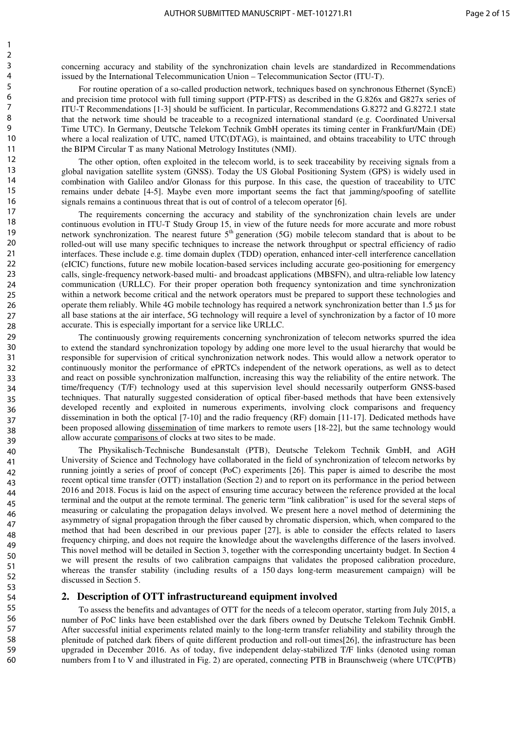concerning accuracy and stability of the synchronization chain levels are standardized in Recommendations issued by the International Telecommunication Union – Telecommunication Sector (ITU-T).

For routine operation of a so-called production network, techniques based on synchronous Ethernet (SyncE) and precision time protocol with full timing support (PTP-FTS) as described in the G.826x and G827x series of ITU-T Recommendations [1-3] should be sufficient. In particular, Recommendations G.8272 and G.8272.1 state that the network time should be traceable to a recognized international standard (e.g. Coordinated Universal Time UTC). In Germany, Deutsche Telekom Technik GmbH operates its timing center in Frankfurt/Main (DE) where a local realization of UTC, named UTC(DTAG), is maintained, and obtains traceability to UTC through the BIPM Circular T as many National Metrology Institutes (NMI).

The other option, often exploited in the telecom world, is to seek traceability by receiving signals from a global navigation satellite system (GNSS). Today the US Global Positioning System (GPS) is widely used in combination with Galileo and/or Glonass for this purpose. In this case, the question of traceability to UTC remains under debate [4-5]. Maybe even more important seems the fact that jamming/spoofing of satellite signals remains a continuous threat that is out of control of a telecom operator [6].

The requirements concerning the accuracy and stability of the synchronization chain levels are under continuous evolution in ITU-T Study Group 15, in view of the future needs for more accurate and more robust network synchronization. The nearest future 5[th] generation (5G) mobile telecom standard that is about to be rolled-out will use many specific techniques to increase the network throughput or spectral efficiency of radio interfaces. These include e.g. time domain duplex (TDD) operation, enhanced inter-cell interference cancellation (eICIC) functions, future new mobile location-based services including accurate geo-positioning for emergency calls, single-frequency network-based multi- and broadcast applications (MBSFN), and ultra-reliable low latency communication (URLLC). For their proper operation both frequency syntonization and time synchronization within a network become critical and the network operators must be prepared to support these technologies and operate them reliably. While 4G mobile technology has required a network synchronization better than 1.5 µs for all base stations at the air interface, 5G technology will require a level of synchronization by a factor of 10 more accurate. This is especially important for a service like URLLC.

The continuously growing requirements concerning synchronization of telecom networks spurred the idea to extend the standard synchronization topology by adding one more level to the usual hierarchy that would be responsible for supervision of critical synchronization network nodes. This would allow a network operator to continuously monitor the performance of ePRTCs independent of the network operations, as well as to detect and react on possible synchronization malfunction, increasing this way the reliability of the entire network. The time/frequency (T/F) technology used at this supervision level should necessarily outperform GNSS-based techniques. That naturally suggested consideration of optical fiber-based methods that have been extensively developed recently and exploited in numerous experiments, involving clock comparisons and frequency dissemination in both the optical [7-10] and the radio frequency (RF) domain [11-17]. Dedicated methods have been proposed allowing dissemination of time markers to remote users [18-22], but the same technology would allow accurate comparisons of clocks at two sites to be made.

The Physikalisch-Technische Bundesanstalt (PTB), Deutsche Telekom Technik GmbH, and AGH University of Science and Technology have collaborated in the field of synchronization of telecom networks by running jointly a series of proof of concept (PoC) experiments [26]. This paper is aimed to describe the most recent optical time transfer (OTT) installation (Section 2) and to report on its performance in the period between 2016 and 2018. Focus is laid on the aspect of ensuring time accuracy between the reference provided at the local terminal and the output at the remote terminal. The generic term "link calibration" is used for the several steps of measuring or calculating the propagation delays involved. We present here a novel method of determining the asymmetry of signal propagation through the fiber caused by chromatic dispersion, which, when compared to the method that had been described in our previous paper [27], is able to consider the effects related to lasers frequency chirping, and does not require the knowledge about the wavelengths difference of the lasers involved. This novel method will be detailed in Section 3, together with the corresponding uncertainty budget. In Section 4 we will present the results of two calibration campaigns that validates the proposed calibration procedure, whereas the transfer stability (including results of a 150 days long-term measurement campaign) will be discussed in Section 5.

## 2. Description of OTT infrastructureand equipment involved

To assess the benefits and advantages of OTT for the needs of a telecom operator, starting from July 2015, a number of PoC links have been established over the dark fibers owned by Deutsche Telekom Technik GmbH. After successful initial experiments related mainly to the long-term transfer reliability and stability through the plenitude of patched dark fibers of quite different production and roll-out times[26], the infrastructure has been upgraded in December 2016. As of today, five independent delay-stabilized T/F links (denoted using roman numbers from I to V and illustrated in Fig. 2) are operated, connecting PTB in Braunschweig (where UTC(PTB)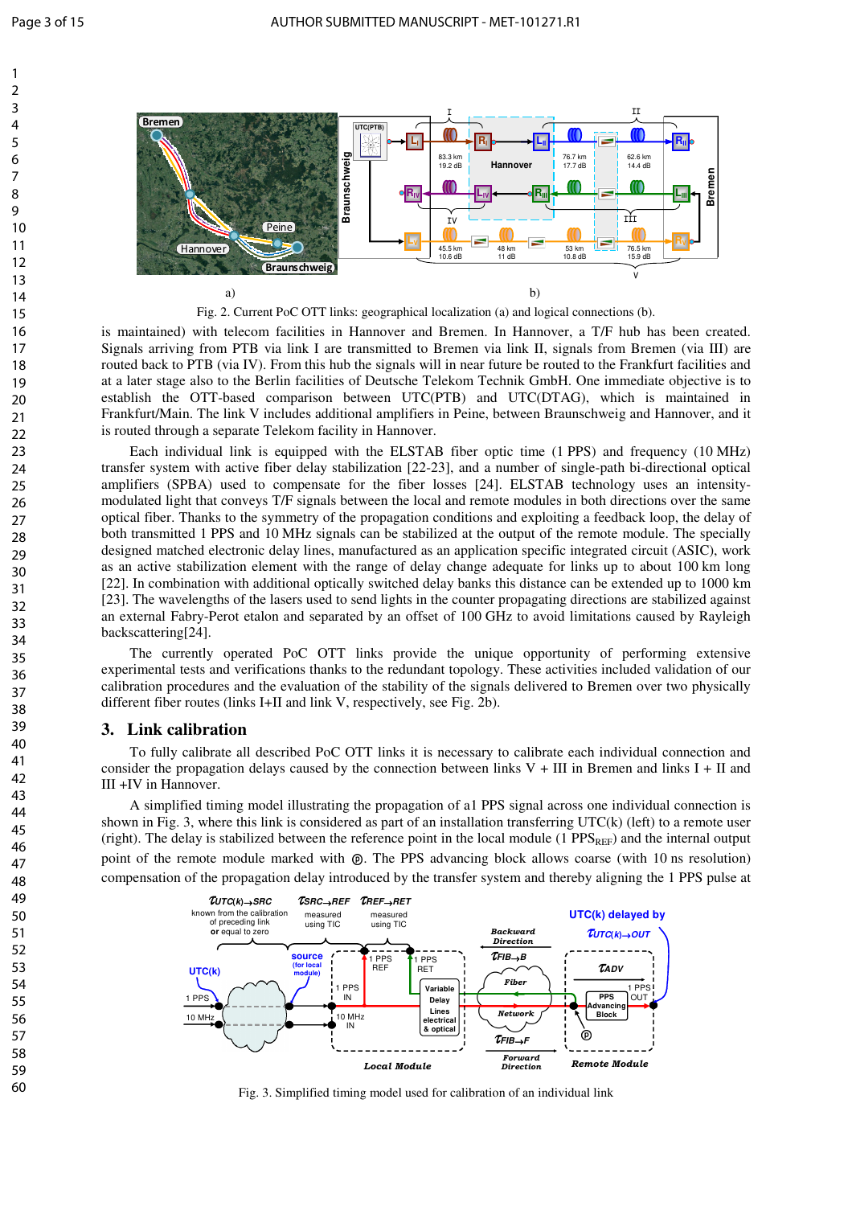Fig. 2. Current PoC OTT links: geographical localization (a) and logical connections (b).

is maintained) with telecom facilities in Hannover and Bremen. In Hannover, a T/F hub has been created. Signals arriving from PTB via link I are transmitted to Bremen via link II, signals from Bremen (via III) are routed back to PTB (via IV). From this hub the signals will in near future be routed to the Frankfurt facilities and at a later stage also to the Berlin facilities of Deutsche Telekom Technik GmbH. One immediate objective is to establish the OTT-based comparison between UTC(PTB) and UTC(DTAG), which is maintained in Frankfurt/Main. The link V includes additional amplifiers in Peine, between Braunschweig and Hannover, and it is routed through a separate Telekom facility in Hannover.

Each individual link is equipped with the ELSTAB fiber optic time (1 PPS) and frequency (10 MHz) transfer system with active fiber delay stabilization [22-23], and a number of single-path bi-directional optical amplifiers (SPBA) used to compensate for the fiber losses [24]. ELSTAB technology uses an intensity-modulated light that conveys T/F signals between the local and remote modules in both directions over the same optical fiber. Thanks to the symmetry of the propagation conditions and exploiting a feedback loop, the delay of both transmitted 1 PPS and 10 MHz signals can be stabilized at the output of the remote module. The specially designed matched electronic delay lines, manufactured as an application specific integrated circuit (ASIC), work as an active stabilization element with the range of delay change adequate for links up to about 100 km long [22]. In combination with additional optically switched delay banks this distance can be extended up to 1000 km [23]. The wavelengths of the lasers used to send lights in the counter propagating directions are stabilized against an external Fabry-Perot etalon and separated by an offset of 100 GHz to avoid limitations caused by Rayleigh backscattering[24].

The currently operated PoC OTT links provide the unique opportunity of performing extensive experimental tests and verifications thanks to the redundant topology. These activities included validation of our calibration procedures and the evaluation of the stability of the signals delivered to Bremen over two physically different fiber routes (links I+II and link V, respectively, see Fig. 2b).

## 3. Link calibration

To fully calibrate all described PoC OTT links it is necessary to calibrate each individual connection and consider the propagation delays caused by the connection between links V + III in Bremen and links I + II and III +IV in Hannover.

A simplified timing model illustrating the propagation of a1 PPS signal across one individual connection is shown in Fig. 3, where this link is considered as part of an installation transferring UTC(k) (left) to a remote user (right). The delay is stabilized between the reference point in the local module (1 $\text{PPS}_{\text{REF}}$) and the internal output point of the remote module marked with ⓟ. The PPS advancing block allows coarse (with 10 ns resolution) compensation of the propagation delay introduced by the transfer system and thereby aligning the 1 PPS pulse at

Fig. 3. Simplified timing model used for calibration of an individual link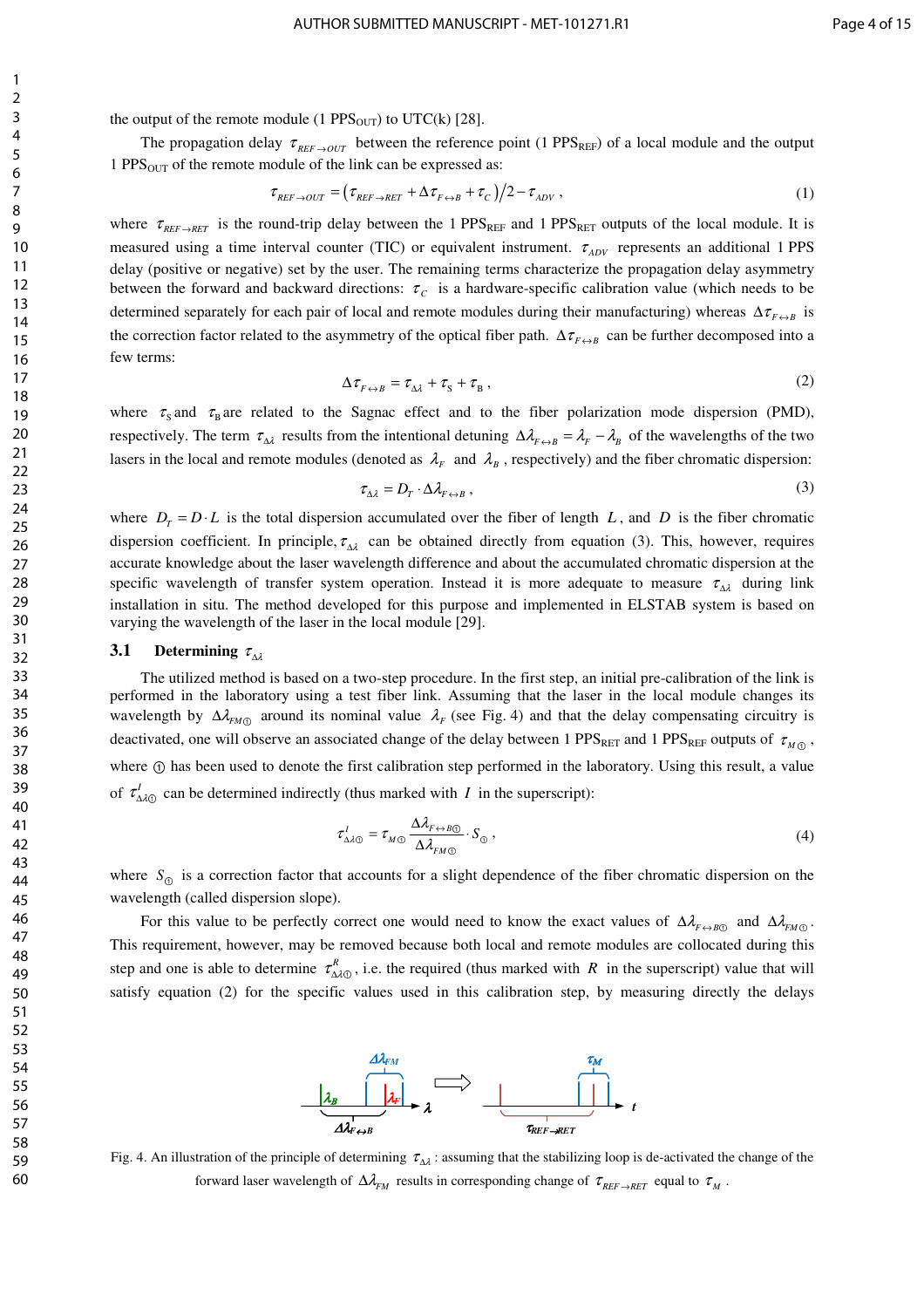the output of the remote module (1 PPS$_{OUT}$) to UTC(k) [28].

The propagation delay $\tau_{REF\to OUT}$ between the reference point (1 PPS$_{REF}$) of a local module and the output 1 PPS$_{OUT}$ of the remote module of the link can be expressed as:

$$\tau_{REF\to OUT} = \left(\tau_{REF\to RET} + \Delta\tau_{F\leftrightarrow B} + \tau_C\right)/2 - \tau_{ADV}\,, \tag{1}$$

where $\tau_{REF\to RET}$ is the round-trip delay between the 1 PPS$_{REF}$ and 1 PPS$_{RET}$ outputs of the local module. It is measured using a time interval counter (TIC) or equivalent instrument. $\tau_{ADV}$ represents an additional 1 PPS delay (positive or negative) set by the user. The remaining terms characterize the propagation delay asymmetry between the forward and backward directions: $\tau_C$ is a hardware-specific calibration value (which needs to be determined separately for each pair of local and remote modules during their manufacturing) whereas $\Delta\tau_{F\leftrightarrow B}$ is the correction factor related to the asymmetry of the optical fiber path. $\Delta\tau_{F\leftrightarrow B}$ can be further decomposed into a few terms:

$$\Delta\tau_{F\leftrightarrow B} = \tau_{\Delta\lambda} + \tau_{S} + \tau_{B}\,, \tag{2}$$

where $\tau_S$ and $\tau_B$ are related to the Sagnac effect and to the fiber polarization mode dispersion (PMD), respectively. The term $\tau_{\Delta\lambda}$ results from the intentional detuning $\Delta\lambda_{F\leftrightarrow B} = \lambda_F - \lambda_B$ of the wavelengths of the two lasers in the local and remote modules (denoted as $\lambda_F$ and $\lambda_B$, respectively) and the fiber chromatic dispersion:

$$\tau_{\Delta\lambda} = D_T \cdot \Delta\lambda_{F\leftrightarrow B}\,, \tag{3}$$

where $D_T = D \cdot L$ is the total dispersion accumulated over the fiber of length $L$, and $D$ is the fiber chromatic dispersion coefficient. In principle, $\tau_{\Delta\lambda}$ can be obtained directly from equation (3). This, however, requires accurate knowledge about the laser wavelength difference and about the accumulated chromatic dispersion at the specific wavelength of transfer system operation. Instead it is more adequate to measure $\tau_{\Delta\lambda}$ during link installation in situ. The method developed for this purpose and implemented in ELSTAB system is based on varying the wavelength of the laser in the local module [29].

### 3.1 Determining $\tau_{\Delta\lambda}$

The utilized method is based on a two-step procedure. In the first step, an initial pre-calibration of the link is performed in the laboratory using a test fiber link. Assuming that the laser in the local module changes its wavelength by $\Delta\lambda_{FM①}$ around its nominal value $\lambda_F$ (see Fig. 4) and that the delay compensating circuitry is deactivated, one will observe an associated change of the delay between 1 PPS$_{RET}$ and 1 PPS$_{REF}$ outputs of $\tau_{M①}$, where ① has been used to denote the first calibration step performed in the laboratory. Using this result, a value of $\tau^{I}_{\Delta\lambda①}$ can be determined indirectly (thus marked with $I$ in the superscript):

$$\tau^{I}_{\Delta\lambda①} = \tau_{M①}\frac{\Delta\lambda_{F\leftrightarrow B①}}{\Delta\lambda_{FM①}} \cdot S_{①}\,, \tag{4}$$

where $S_①$ is a correction factor that accounts for a slight dependence of the fiber chromatic dispersion on the wavelength (called dispersion slope).

For this value to be perfectly correct one would need to know the exact values of $\Delta\lambda_{F\leftrightarrow B①}$ and $\Delta\lambda_{FM①}$. This requirement, however, may be removed because both local and remote modules are collocated during this step and one is able to determine $\tau^{R}_{\Delta\lambda①}$, i.e. the required (thus marked with $R$ in the superscript) value that will satisfy equation (2) for the specific values used in this calibration step, by measuring directly the delays

Fig. 4. An illustration of the principle of determining $\tau_{\Delta\lambda}$: assuming that the stabilizing loop is de-activated the change of the forward laser wavelength of $\Delta\lambda_{FM}$ results in corresponding change of $\tau_{REF\to RET}$ equal to $\tau_M$.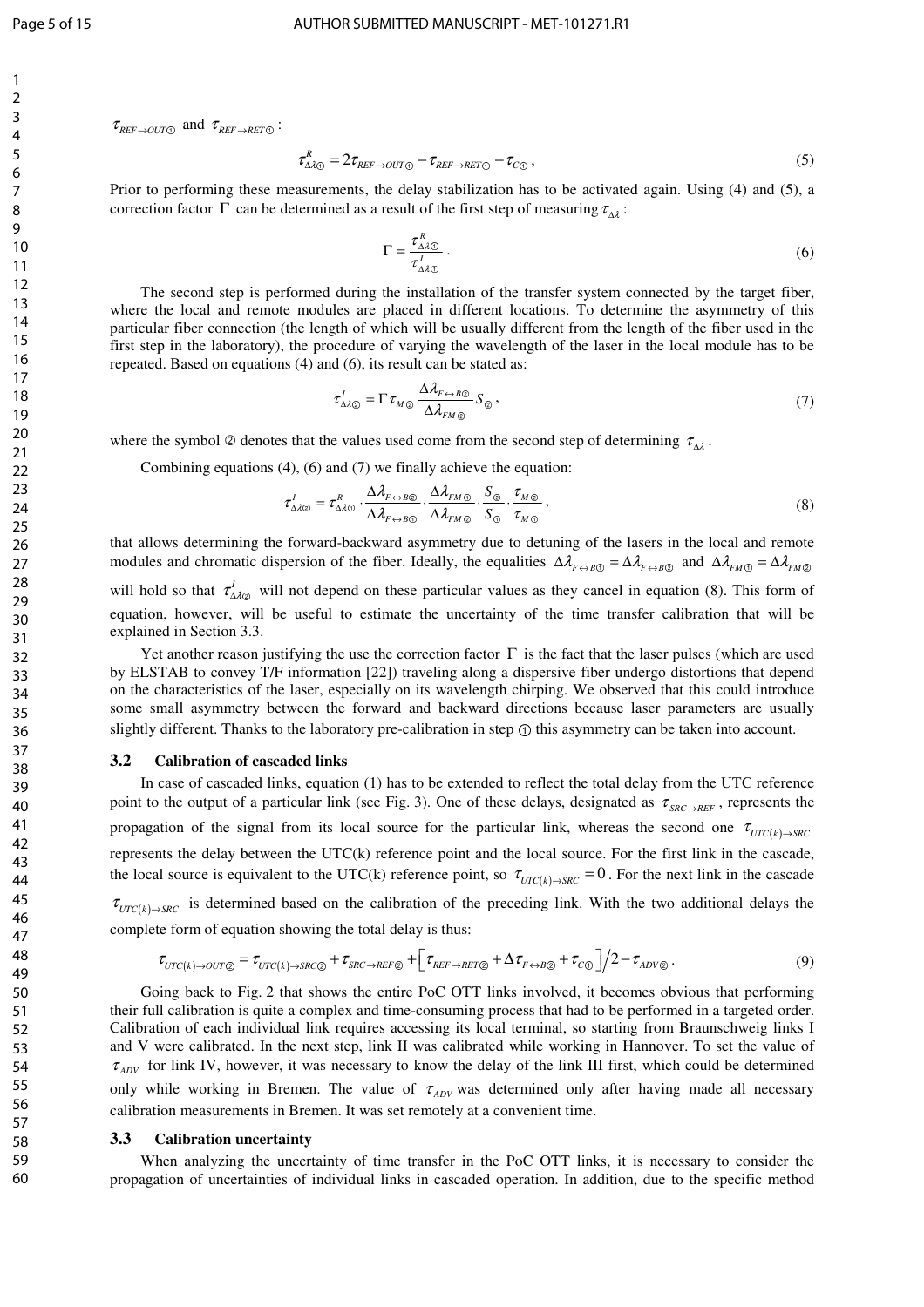$\tau_{REF \to OUT①}$ and $\tau_{REF \to RET①}$:

$$\tau^{R}_{\Delta\lambda①} = 2\tau_{REF \to OUT①} - \tau_{REF \to RET①} - \tau_{C①}, \tag{5}$$

Prior to performing these measurements, the delay stabilization has to be activated again. Using (4) and (5), a correction factor $\Gamma$ can be determined as a result of the first step of measuring $\tau_{\Delta\lambda}$:

$$\Gamma = \frac{\tau^{R}_{\Delta\lambda①}}{\tau^{I}_{\Delta\lambda①}}. \tag{6}$$

The second step is performed during the installation of the transfer system connected by the target fiber, where the local and remote modules are placed in different locations. To determine the asymmetry of this particular fiber connection (the length of which will be usually different from the length of the fiber used in the first step in the laboratory), the procedure of varying the wavelength of the laser in the local module has to be repeated. Based on equations (4) and (6), its result can be stated as:

$$\tau^{I}_{\Delta\lambda②} = \Gamma \tau_{M②} \frac{\Delta\lambda_{F \leftrightarrow B②}}{\Delta\lambda_{FM②}} S_{②}, \tag{7}$$

where the symbol ② denotes that the values used come from the second step of determining $\tau_{\Delta\lambda}$.

Combining equations (4), (6) and (7) we finally achieve the equation:

$$\tau^{I}_{\Delta\lambda②} = \tau^{R}_{\Delta\lambda①} \cdot \frac{\Delta\lambda_{F \leftrightarrow B②}}{\Delta\lambda_{F \leftrightarrow B①}} \cdot \frac{\Delta\lambda_{FM①}}{\Delta\lambda_{FM②}} \cdot \frac{S_{②}}{S_{①}} \cdot \frac{\tau_{M②}}{\tau_{M①}}, \tag{8}$$

that allows determining the forward-backward asymmetry due to detuning of the lasers in the local and remote modules and chromatic dispersion of the fiber. Ideally, the equalities $\Delta\lambda_{F \leftrightarrow B①} = \Delta\lambda_{F \leftrightarrow B②}$ and $\Delta\lambda_{FM①} = \Delta\lambda_{FM②}$ will hold so that $\tau^{I}_{\Delta\lambda②}$ will not depend on these particular values as they cancel in equation (8). This form of equation, however, will be useful to estimate the uncertainty of the time transfer calibration that will be explained in Section 3.3.

Yet another reason justifying the use the correction factor $\Gamma$ is the fact that the laser pulses (which are used by ELSTAB to convey T/F information [22]) traveling along a dispersive fiber undergo distortions that depend on the characteristics of the laser, especially on its wavelength chirping. We observed that this could introduce some small asymmetry between the forward and backward directions because laser parameters are usually slightly different. Thanks to the laboratory pre-calibration in step ① this asymmetry can be taken into account.

### 3.2 Calibration of cascaded links

In case of cascaded links, equation (1) has to be extended to reflect the total delay from the UTC reference point to the output of a particular link (see Fig. 3). One of these delays, designated as $\tau_{SRC \to REF}$, represents the propagation of the signal from its local source for the particular link, whereas the second one $\tau_{UTC(k) \to SRC}$ represents the delay between the UTC(k) reference point and the local source. For the first link in the cascade, the local source is equivalent to the UTC(k) reference point, so $\tau_{UTC(k) \to SRC} = 0$. For the next link in the cascade $\tau_{UTC(k) \to SRC}$ is determined based on the calibration of the preceding link. With the two additional delays the complete form of equation showing the total delay is thus:

$$\tau_{UTC(k) \to OUT②} = \tau_{UTC(k) \to SRC②} + \tau_{SRC \to REF②} + \left[\tau_{REF \to RET②} + \Delta\tau_{F \leftrightarrow B②} + \tau_{C①}\right]/2 - \tau_{ADV②}. \tag{9}$$

Going back to Fig. 2 that shows the entire PoC OTT links involved, it becomes obvious that performing their full calibration is quite a complex and time-consuming process that had to be performed in a targeted order. Calibration of each individual link requires accessing its local terminal, so starting from Braunschweig links I and V were calibrated. In the next step, link II was calibrated while working in Hannover. To set the value of $\tau_{ADV}$ for link IV, however, it was necessary to know the delay of the link III first, which could be determined only while working in Bremen. The value of $\tau_{ADV}$ was determined only after having made all necessary calibration measurements in Bremen. It was set remotely at a convenient time.

### 3.3 Calibration uncertainty

When analyzing the uncertainty of time transfer in the PoC OTT links, it is necessary to consider the propagation of uncertainties of individual links in cascaded operation. In addition, due to the specific method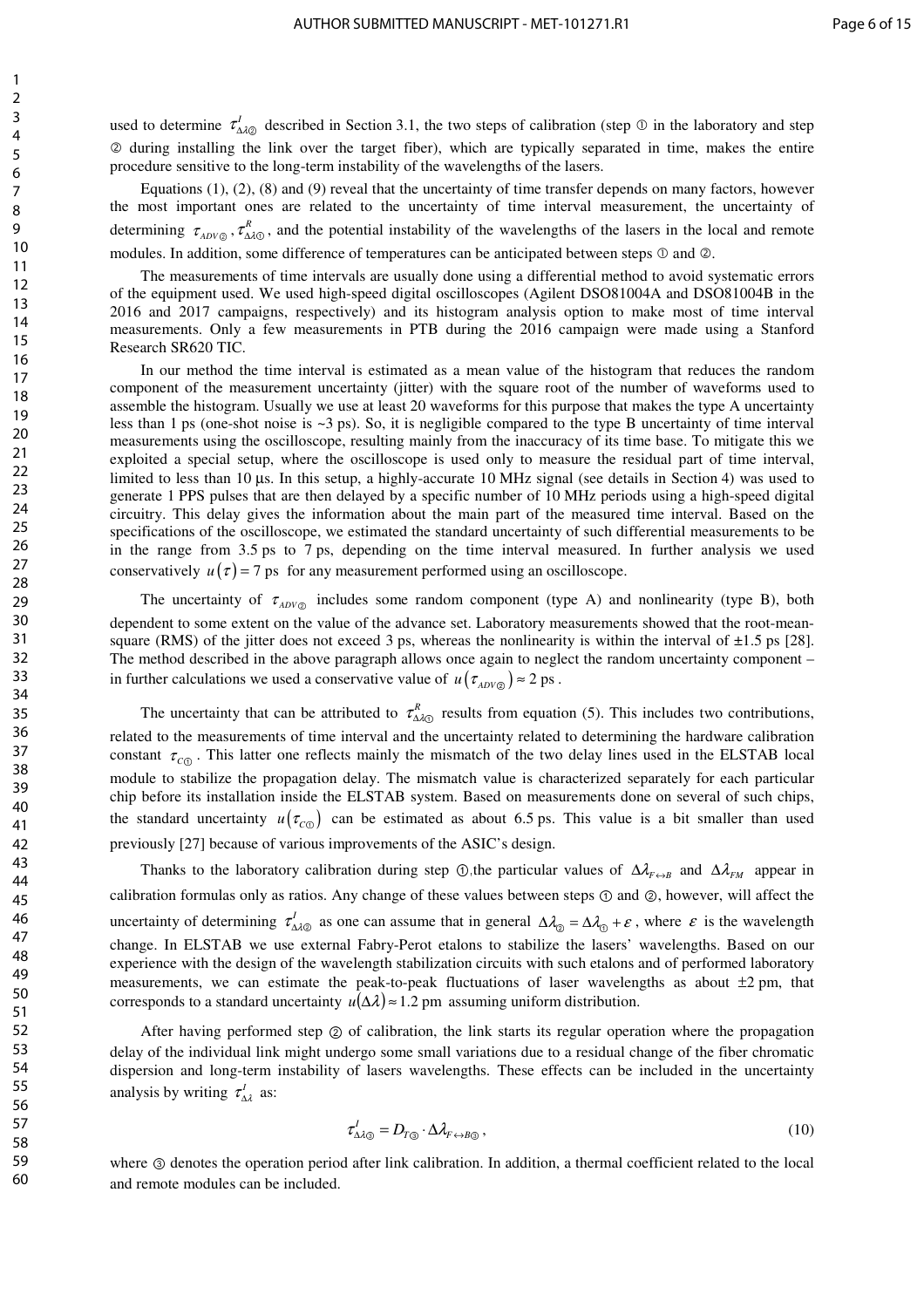used to determine $\tau^{I}_{\Delta\lambda②}$ described in Section 3.1, the two steps of calibration (step ① in the laboratory and step ② during installing the link over the target fiber), which are typically separated in time, makes the entire procedure sensitive to the long-term instability of the wavelengths of the lasers.

Equations (1), (2), (8) and (9) reveal that the uncertainty of time transfer depends on many factors, however the most important ones are related to the uncertainty of time interval measurement, the uncertainty of determining $\tau_{ADV②}$, $\tau^{R}_{\Delta\lambda①}$, and the potential instability of the wavelengths of the lasers in the local and remote modules. In addition, some difference of temperatures can be anticipated between steps ① and ②.

The measurements of time intervals are usually done using a differential method to avoid systematic errors of the equipment used. We used high-speed digital oscilloscopes (Agilent DSO81004A and DSO81004B in the 2016 and 2017 campaigns, respectively) and its histogram analysis option to make most of time interval measurements. Only a few measurements in PTB during the 2016 campaign were made using a Stanford Research SR620 TIC.

In our method the time interval is estimated as a mean value of the histogram that reduces the random component of the measurement uncertainty (jitter) with the square root of the number of waveforms used to assemble the histogram. Usually we use at least 20 waveforms for this purpose that makes the type A uncertainty less than 1 ps (one-shot noise is ~3 ps). So, it is negligible compared to the type B uncertainty of time interval measurements using the oscilloscope, resulting mainly from the inaccuracy of its time base. To mitigate this we exploited a special setup, where the oscilloscope is used only to measure the residual part of time interval, limited to less than 10 µs. In this setup, a highly-accurate 10 MHz signal (see details in Section 4) was used to generate 1 PPS pulses that are then delayed by a specific number of 10 MHz periods using a high-speed digital circuitry. This delay gives the information about the main part of the measured time interval. Based on the specifications of the oscilloscope, we estimated the standard uncertainty of such differential measurements to be in the range from 3.5 ps to 7 ps, depending on the time interval measured. In further analysis we used conservatively $u(\tau) = 7$ ps for any measurement performed using an oscilloscope.

The uncertainty of $\tau_{ADV②}$ includes some random component (type A) and nonlinearity (type B), both dependent to some extent on the value of the advance set. Laboratory measurements showed that the root-mean-square (RMS) of the jitter does not exceed 3 ps, whereas the nonlinearity is within the interval of ±1.5 ps [28]. The method described in the above paragraph allows once again to neglect the random uncertainty component – in further calculations we used a conservative value of $u(\tau_{ADV②}) \approx 2$ ps.

The uncertainty that can be attributed to $\tau^{R}_{\Delta\lambda①}$ results from equation (5). This includes two contributions, related to the measurements of time interval and the uncertainty related to determining the hardware calibration constant $\tau_{C①}$. This latter one reflects mainly the mismatch of the two delay lines used in the ELSTAB local module to stabilize the propagation delay. The mismatch value is characterized separately for each particular chip before its installation inside the ELSTAB system. Based on measurements done on several of such chips, the standard uncertainty $u(\tau_{C①})$ can be estimated as about 6.5 ps. This value is a bit smaller than used previously [27] because of various improvements of the ASIC's design.

Thanks to the laboratory calibration during step ①, the particular values of $\Delta\lambda_{F\leftrightarrow B}$ and $\Delta\lambda_{FM}$ appear in calibration formulas only as ratios. Any change of these values between steps ① and ②, however, will affect the uncertainty of determining $\tau^{I}_{\Delta\lambda②}$ as one can assume that in general $\Delta\lambda_{②} = \Delta\lambda_{①} + \varepsilon$, where $\varepsilon$ is the wavelength change. In ELSTAB we use external Fabry-Perot etalons to stabilize the lasers' wavelengths. Based on our experience with the design of the wavelength stabilization circuits with such etalons and of performed laboratory measurements, we can estimate the peak-to-peak fluctuations of laser wavelengths as about ±2 pm, that corresponds to a standard uncertainty $u(\Delta\lambda) \approx 1.2$ pm assuming uniform distribution.

After having performed step ② of calibration, the link starts its regular operation where the propagation delay of the individual link might undergo some small variations due to a residual change of the fiber chromatic dispersion and long-term instability of lasers wavelengths. These effects can be included in the uncertainty analysis by writing $\tau^{I}_{\Delta\lambda}$ as:

$$\tau^{I}_{\Delta\lambda③} = D_{T③} \cdot \Delta\lambda_{F\leftrightarrow B③}, \tag{10}$$

where ③ denotes the operation period after link calibration. In addition, a thermal coefficient related to the local and remote modules can be included.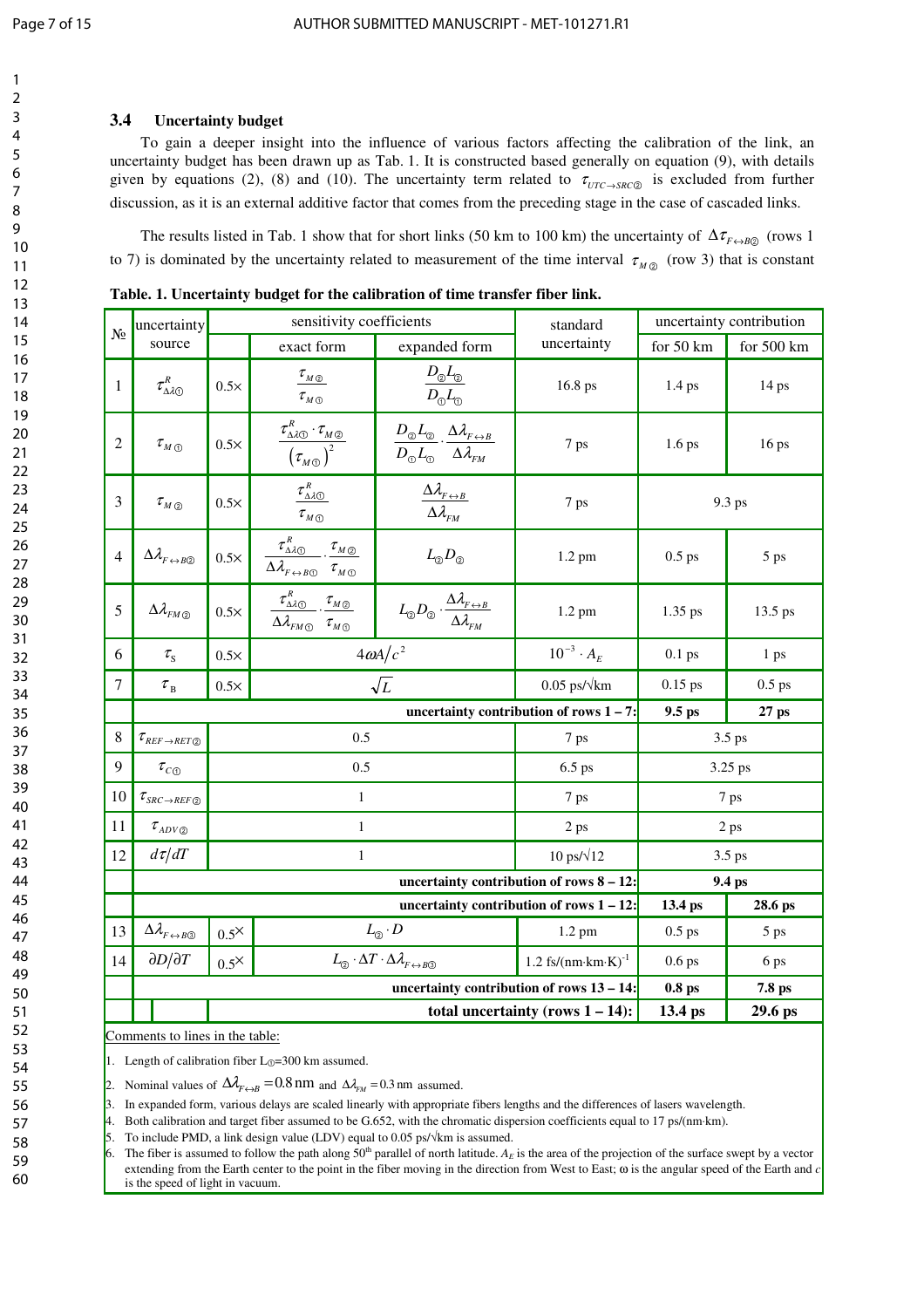### 3.4 Uncertainty budget

To gain a deeper insight into the influence of various factors affecting the calibration of the link, an uncertainty budget has been drawn up as Tab. 1. It is constructed based generally on equation (9), with details given by equations (2), (8) and (10). The uncertainty term related to $\tau_{UTC \to SRC②}$ is excluded from further discussion, as it is an external additive factor that comes from the preceding stage in the case of cascaded links.

The results listed in Tab. 1 show that for short links (50 km to 100 km) the uncertainty of $\Delta\tau_{F \leftrightarrow B②}$ (rows 1 to 7) is dominated by the uncertainty related to measurement of the time interval $\tau_{M②}$ (row 3) that is constant

**Table. 1. Uncertainty budget for the calibration of time transfer fiber link.**

| № | uncertainty source | sensitivity coefficients | | | standard uncertainty | uncertainty contribution | |
|---|---|---|---|---|---|---|---|
| | | | exact form | expanded form | | for 50 km | for 500 km |
| 1 | $\tau^R_{\Delta\lambda①}$ | 0.5× | $\frac{\tau_{M②}}{\tau_{M①}}$ | $\frac{D_②L_②}{D_①L_①}$ | 16.8 ps | 1.4 ps | 14 ps |
| 2 | $\tau_{M①}$ | 0.5× | $\frac{\tau^R_{\Delta\lambda①} \cdot \tau_{M②}}{\left(\tau_{M①}\right)^2}$ | $\frac{D_②L_②}{D_①L_①} \cdot \frac{\Delta\lambda_{F\leftrightarrow B}}{\Delta\lambda_{FM}}$ | 7 ps | 1.6 ps | 16 ps |
| 3 | $\tau_{M②}$ | 0.5× | $\frac{\tau^R_{\Delta\lambda①}}{\tau_{M①}}$ | $\frac{\Delta\lambda_{F\leftrightarrow B}}{\Delta\lambda_{FM}}$ | 7 ps | 9.3 ps | |
| 4 | $\Delta\lambda_{F\leftrightarrow B②}$ | 0.5× | $\frac{\tau^R_{\Delta\lambda①}}{\Delta\lambda_{F\leftrightarrow B①}} \cdot \frac{\tau_{M②}}{\tau_{M①}}$ | $L_②D_②$ | 1.2 pm | 0.5 ps | 5 ps |
| 5 | $\Delta\lambda_{FM②}$ | 0.5× | $\frac{\tau^R_{\Delta\lambda①}}{\Delta\lambda_{FM①}} \cdot \frac{\tau_{M②}}{\tau_{M①}}$ | $L_②D_② \cdot \frac{\Delta\lambda_{F\leftrightarrow B}}{\Delta\lambda_{FM}}$ | 1.2 pm | 1.35 ps | 13.5 ps |
| 6 | $\tau_S$ | 0.5× | $4\omega A/c^2$ | | $10^{-3} \cdot A_E$ | 0.1 ps | 1 ps |
| 7 | $\tau_B$ | 0.5× | $\sqrt{L}$ | | 0.05 ps/√km | 0.15 ps | 0.5 ps |
| | **uncertainty contribution of rows 1 – 7:** | | | | | **9.5 ps** | **27 ps** |
| 8 | $\tau_{REF \to RET②}$ | 0.5 | | | 7 ps | 3.5 ps | |
| 9 | $\tau_{C①}$ | 0.5 | | | 6.5 ps | 3.25 ps | |
| 10 | $\tau_{SRC \to REF②}$ | 1 | | | 7 ps | 7 ps | |
| 11 | $\tau_{ADV②}$ | 1 | | | 2 ps | 2 ps | |
| 12 | $d\tau/dT$ | 1 | | | 10 ps/√12 | 3.5 ps | |
| | **uncertainty contribution of rows 8 – 12:** | | | | | **9.4 ps** | |
| | **uncertainty contribution of rows 1 – 12:** | | | | | **13.4 ps** | **28.6 ps** |
| 13 | $\Delta\lambda_{F\leftrightarrow B③}$ | 0.5× | $L_② \cdot D$ | | 1.2 pm | 0.5 ps | 5 ps |
| 14 | $\partial D/\partial T$ | 0.5× | $L_② \cdot \Delta T \cdot \Delta\lambda_{F\leftrightarrow B③}$ | | 1.2 fs/(nm·km·K)$^{-1}$ | 0.6 ps | 6 ps |
| | **uncertainty contribution of rows 13 – 14:** | | | | | **0.8 ps** | **7.8 ps** |
| | **total uncertainty (rows 1 – 14):** | | | | | **13.4 ps** | **29.6 ps** |

Comments to lines in the table:

1. Length of calibration fiber $L_①$=300 km assumed.
2. Nominal values of $\Delta\lambda_{F\leftrightarrow B} = 0.8\,\text{nm}$ and $\Delta\lambda_{FM} = 0.3\,\text{nm}$ assumed.
3. In expanded form, various delays are scaled linearly with appropriate fibers lengths and the differences of lasers wavelength.
4. Both calibration and target fiber assumed to be G.652, with the chromatic dispersion coefficients equal to 17 ps/(nm·km).
5. To include PMD, a link design value (LDV) equal to 0.05 ps/√km is assumed.
6. The fiber is assumed to follow the path along 50th parallel of north latitude. $A_E$ is the area of the projection of the surface swept by a vector extending from the Earth center to the point in the fiber moving in the direction from West to East; ω is the angular speed of the Earth and $c$ is the speed of light in vacuum.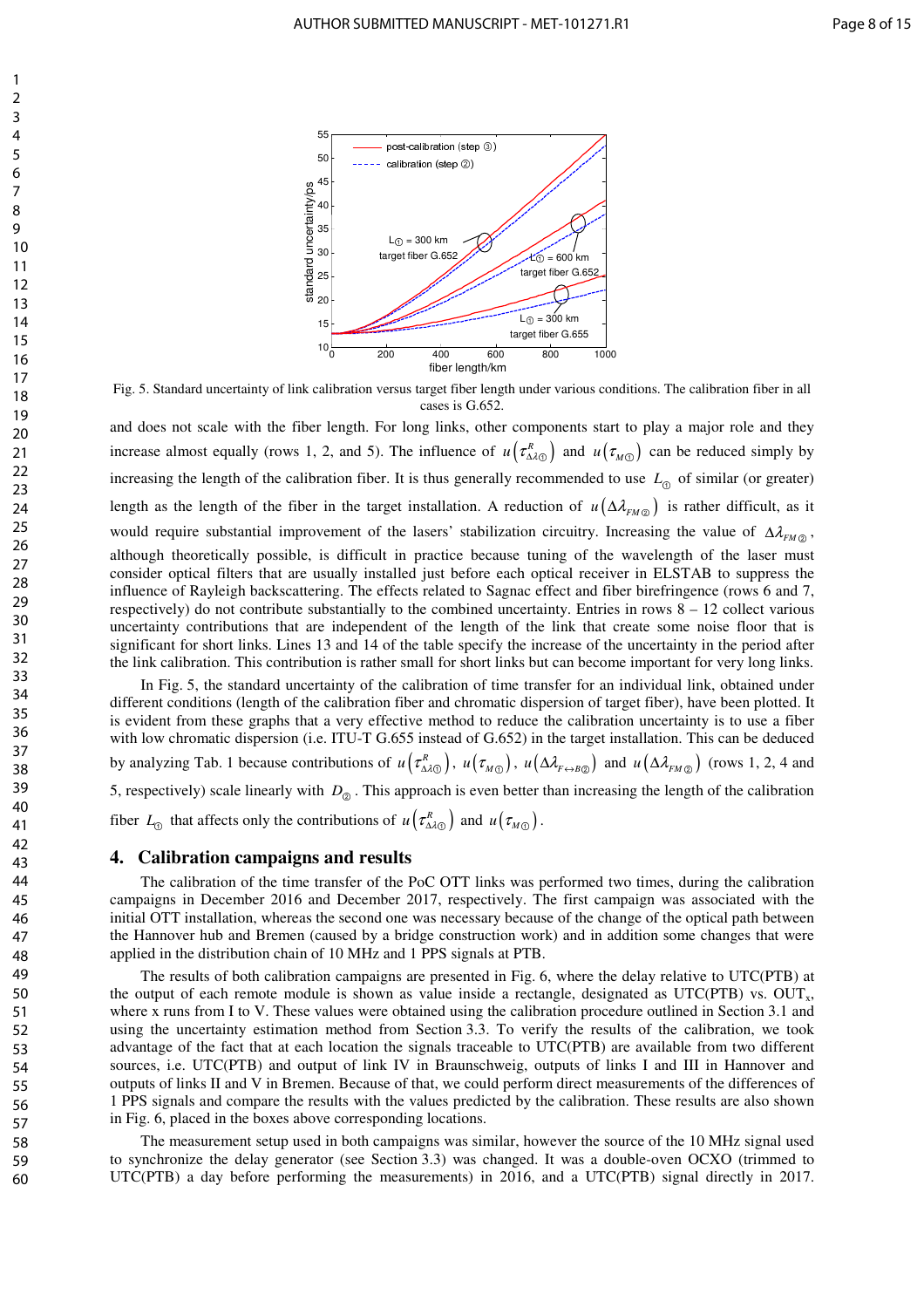Fig. 5. Standard uncertainty of link calibration versus target fiber length under various conditions. The calibration fiber in all cases is G.652.

and does not scale with the fiber length. For long links, other components start to play a major role and they increase almost equally (rows 1, 2, and 5). The influence of $u\left(\tau^{R}_{\Delta\lambda①}\right)$ and $u\left(\tau_{M①}\right)$ can be reduced simply by increasing the length of the calibration fiber. It is thus generally recommended to use $L_{①}$ of similar (or greater) length as the length of the fiber in the target installation. A reduction of $u\left(\Delta\lambda_{FM②}\right)$ is rather difficult, as it would require substantial improvement of the lasers' stabilization circuitry. Increasing the value of $\Delta\lambda_{FM②}$, although theoretically possible, is difficult in practice because tuning of the wavelength of the laser must consider optical filters that are usually installed just before each optical receiver in ELSTAB to suppress the influence of Rayleigh backscattering. The effects related to Sagnac effect and fiber birefringence (rows 6 and 7, respectively) do not contribute substantially to the combined uncertainty. Entries in rows 8 – 12 collect various uncertainty contributions that are independent of the length of the link that create some noise floor that is significant for short links. Lines 13 and 14 of the table specify the increase of the uncertainty in the period after the link calibration. This contribution is rather small for short links but can become important for very long links.

In Fig. 5, the standard uncertainty of the calibration of time transfer for an individual link, obtained under different conditions (length of the calibration fiber and chromatic dispersion of target fiber), have been plotted. It is evident from these graphs that a very effective method to reduce the calibration uncertainty is to use a fiber with low chromatic dispersion (i.e. ITU-T G.655 instead of G.652) in the target installation. This can be deduced by analyzing Tab. 1 because contributions of $u\left(\tau^{R}_{\Delta\lambda①}\right)$, $u\left(\tau_{M①}\right)$, $u\left(\Delta\lambda_{F\leftrightarrow B②}\right)$ and $u\left(\Delta\lambda_{FM②}\right)$ (rows 1, 2, 4 and 5, respectively) scale linearly with $D_{②}$. This approach is even better than increasing the length of the calibration fiber $L_{①}$ that affects only the contributions of $u\left(\tau^{R}_{\Delta\lambda①}\right)$ and $u\left(\tau_{M①}\right)$.

## 4. Calibration campaigns and results

The calibration of the time transfer of the PoC OTT links was performed two times, during the calibration campaigns in December 2016 and December 2017, respectively. The first campaign was associated with the initial OTT installation, whereas the second one was necessary because of the change of the optical path between the Hannover hub and Bremen (caused by a bridge construction work) and in addition some changes that were applied in the distribution chain of 10 MHz and 1 PPS signals at PTB.

The results of both calibration campaigns are presented in Fig. 6, where the delay relative to UTC(PTB) at the output of each remote module is shown as value inside a rectangle, designated as UTC(PTB) vs. $\mathrm{OUT}_x$, where x runs from I to V. These values were obtained using the calibration procedure outlined in Section 3.1 and using the uncertainty estimation method from Section 3.3. To verify the results of the calibration, we took advantage of the fact that at each location the signals traceable to UTC(PTB) are available from two different sources, i.e. UTC(PTB) and output of link IV in Braunschweig, outputs of links I and III in Hannover and outputs of links II and V in Bremen. Because of that, we could perform direct measurements of the differences of 1 PPS signals and compare the results with the values predicted by the calibration. These results are also shown in Fig. 6, placed in the boxes above corresponding locations.

The measurement setup used in both campaigns was similar, however the source of the 10 MHz signal used to synchronize the delay generator (see Section 3.3) was changed. It was a double-oven OCXO (trimmed to UTC(PTB) a day before performing the measurements) in 2016, and a UTC(PTB) signal directly in 2017.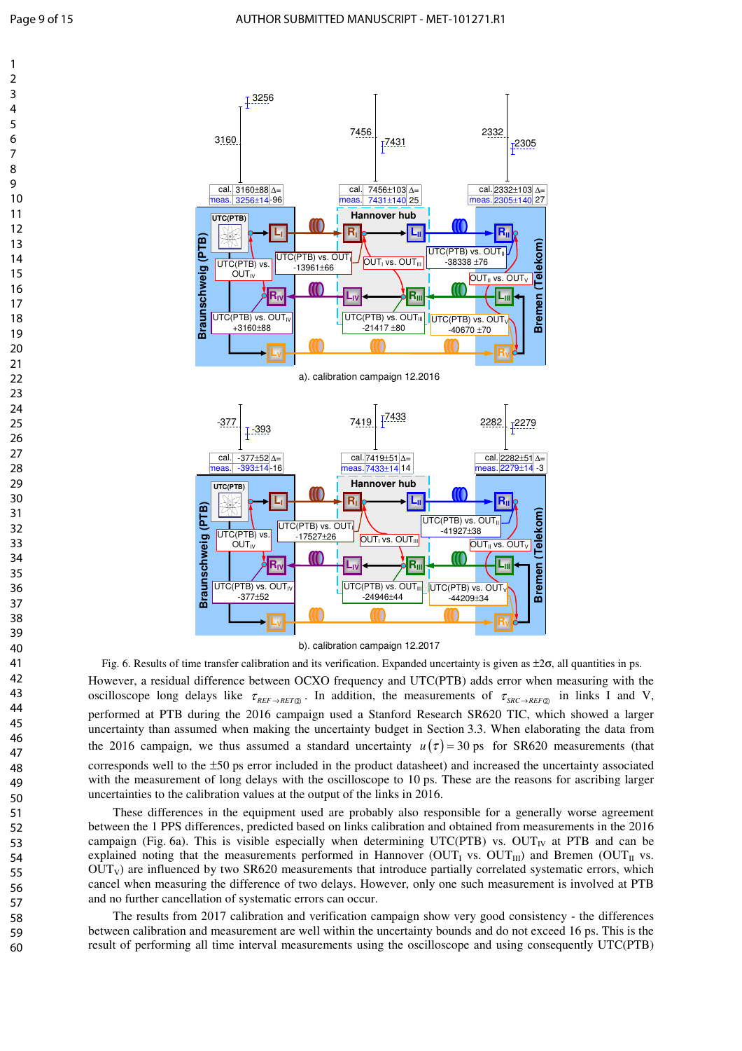Fig. 6. Results of time transfer calibration and its verification. Expanded uncertainty is given as ±2σ, all quantities in ps.

However, a residual difference between OCXO frequency and UTC(PTB) adds error when measuring with the oscilloscope long delays like $\tau_{REF\rightarrow RET②}$. In addition, the measurements of $\tau_{SRC\rightarrow REF②}$ in links I and V, performed at PTB during the 2016 campaign used a Stanford Research SR620 TIC, which showed a larger uncertainty than assumed when making the uncertainty budget in Section 3.3. When elaborating the data from the 2016 campaign, we thus assumed a standard uncertainty $u(\tau) = 30$ ps for SR620 measurements (that corresponds well to the ±50 ps error included in the product datasheet) and increased the uncertainty associated with the measurement of long delays with the oscilloscope to 10 ps. These are the reasons for ascribing larger uncertainties to the calibration values at the output of the links in 2016.

These differences in the equipment used are probably also responsible for a generally worse agreement between the 1 PPS differences, predicted based on links calibration and obtained from measurements in the 2016 campaign (Fig. 6a). This is visible especially when determining UTC(PTB) vs. $OUT_{IV}$ at PTB and can be explained noting that the measurements performed in Hannover ($OUT_I$ vs. $OUT_{III}$) and Bremen ($OUT_{II}$ vs. $OUT_V$) are influenced by two SR620 measurements that introduce partially correlated systematic errors, which cancel when measuring the difference of two delays. However, only one such measurement is involved at PTB and no further cancellation of systematic errors can occur.

The results from 2017 calibration and verification campaign show very good consistency - the differences between calibration and measurement are well within the uncertainty bounds and do not exceed 16 ps. This is the result of performing all time interval measurements using the oscilloscope and using consequently UTC(PTB)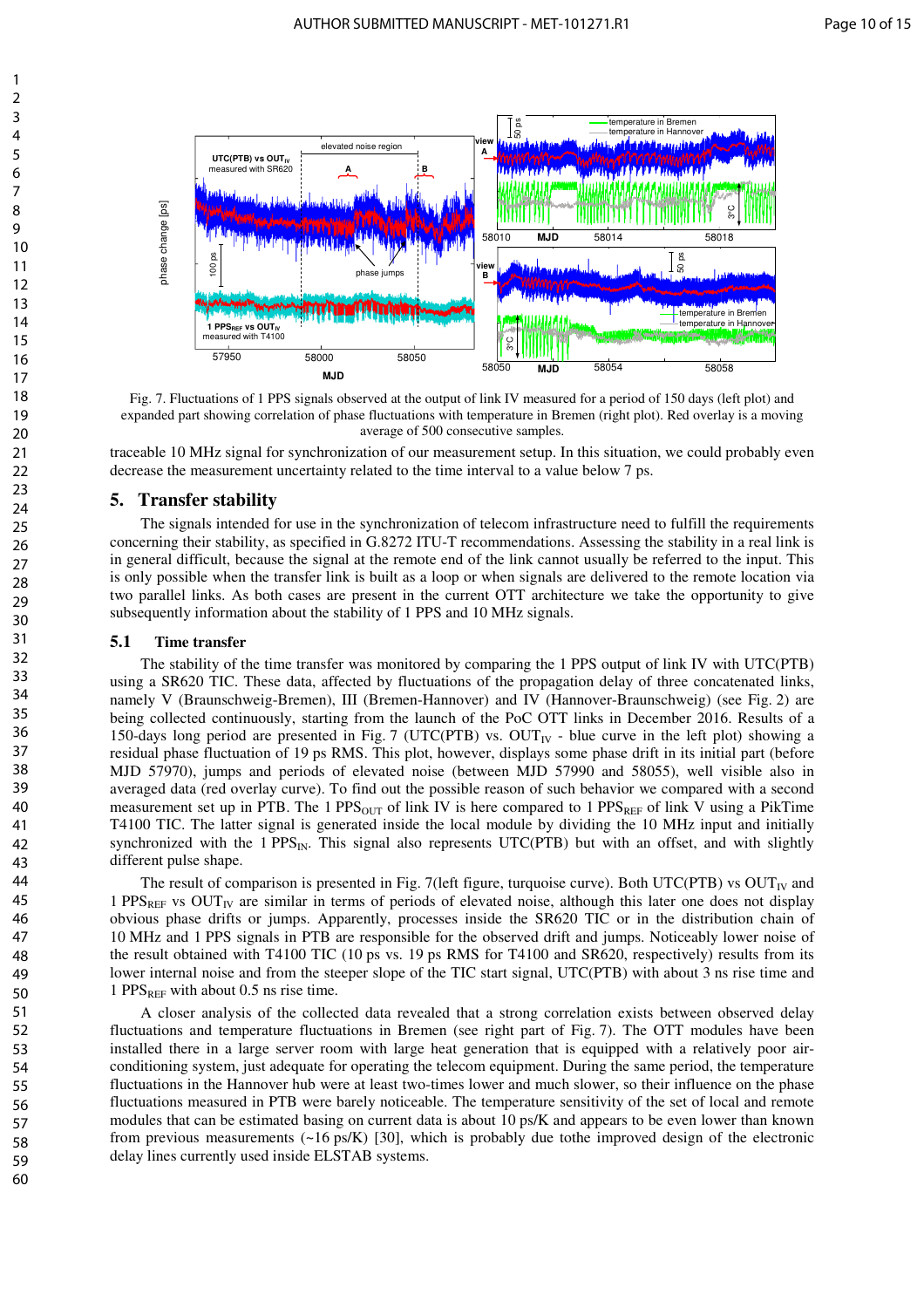Fig. 7. Fluctuations of 1 PPS signals observed at the output of link IV measured for a period of 150 days (left plot) and expanded part showing correlation of phase fluctuations with temperature in Bremen (right plot). Red overlay is a moving average of 500 consecutive samples.

traceable 10 MHz signal for synchronization of our measurement setup. In this situation, we could probably even decrease the measurement uncertainty related to the time interval to a value below 7 ps.

## 5. Transfer stability

The signals intended for use in the synchronization of telecom infrastructure need to fulfill the requirements concerning their stability, as specified in G.8272 ITU-T recommendations. Assessing the stability in a real link is in general difficult, because the signal at the remote end of the link cannot usually be referred to the input. This is only possible when the transfer link is built as a loop or when signals are delivered to the remote location via two parallel links. As both cases are present in the current OTT architecture we take the opportunity to give subsequently information about the stability of 1 PPS and 10 MHz signals.

### 5.1 Time transfer

The stability of the time transfer was monitored by comparing the 1 PPS output of link IV with UTC(PTB) using a SR620 TIC. These data, affected by fluctuations of the propagation delay of three concatenated links, namely V (Braunschweig-Bremen), III (Bremen-Hannover) and IV (Hannover-Braunschweig) (see Fig. 2) are being collected continuously, starting from the launch of the PoC OTT links in December 2016. Results of a 150-days long period are presented in Fig. 7 (UTC(PTB) vs. $OUT_{IV}$ - blue curve in the left plot) showing a residual phase fluctuation of 19 ps RMS. This plot, however, displays some phase drift in its initial part (before MJD 57970), jumps and periods of elevated noise (between MJD 57990 and 58055), well visible also in averaged data (red overlay curve). To find out the possible reason of such behavior we compared with a second measurement set up in PTB. The 1 $PPS_{OUT}$ of link IV is here compared to 1 $PPS_{REF}$ of link V using a PikTime T4100 TIC. The latter signal is generated inside the local module by dividing the 10 MHz input and initially synchronized with the 1 $PPS_{IN}$. This signal also represents UTC(PTB) but with an offset, and with slightly different pulse shape.

The result of comparison is presented in Fig. 7(left figure, turquoise curve). Both UTC(PTB) vs $OUT_{IV}$ and 1 $PPS_{REF}$ vs $OUT_{IV}$ are similar in terms of periods of elevated noise, although this later one does not display obvious phase drifts or jumps. Apparently, processes inside the SR620 TIC or in the distribution chain of 10 MHz and 1 PPS signals in PTB are responsible for the observed drift and jumps. Noticeably lower noise of the result obtained with T4100 TIC (10 ps vs. 19 ps RMS for T4100 and SR620, respectively) results from its lower internal noise and from the steeper slope of the TIC start signal, UTC(PTB) with about 3 ns rise time and 1 $PPS_{REF}$ with about 0.5 ns rise time.

A closer analysis of the collected data revealed that a strong correlation exists between observed delay fluctuations and temperature fluctuations in Bremen (see right part of Fig. 7). The OTT modules have been installed there in a large server room with large heat generation that is equipped with a relatively poor air-conditioning system, just adequate for operating the telecom equipment. During the same period, the temperature fluctuations in the Hannover hub were at least two-times lower and much slower, so their influence on the phase fluctuations measured in PTB were barely noticeable. The temperature sensitivity of the set of local and remote modules that can be estimated basing on current data is about 10 ps/K and appears to be even lower than known from previous measurements (~16 ps/K) [30], which is probably due tothe improved design of the electronic delay lines currently used inside ELSTAB systems.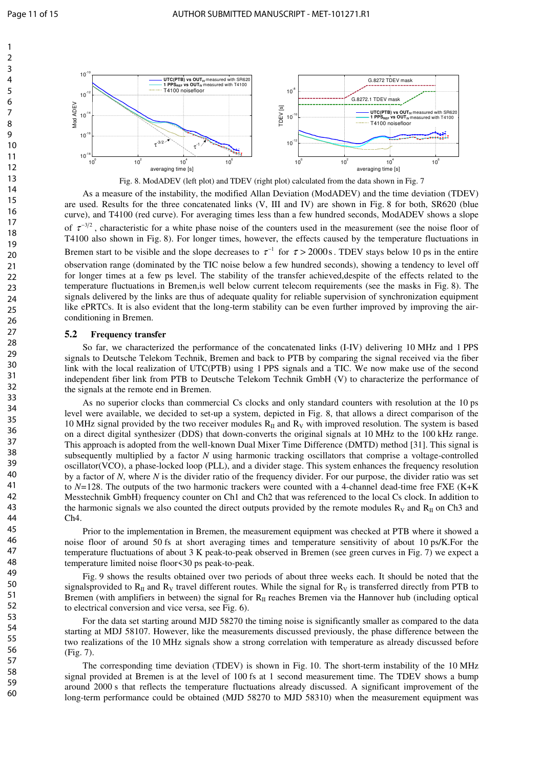Fig. 8. ModADEV (left plot) and TDEV (right plot) calculated from the data shown in Fig. 7

As a measure of the instability, the modified Allan Deviation (ModADEV) and the time deviation (TDEV) are used. Results for the three concatenated links (V, III and IV) are shown in Fig. 8 for both, SR620 (blue curve), and T4100 (red curve). For averaging times less than a few hundred seconds, ModADEV shows a slope of $\tau^{-3/2}$, characteristic for a white phase noise of the counters used in the measurement (see the noise floor of T4100 also shown in Fig. 8). For longer times, however, the effects caused by the temperature fluctuations in Bremen start to be visible and the slope decreases to $\tau^{-1}$ for $\tau > 2000\,\mathrm{s}$. TDEV stays below 10 ps in the entire observation range (dominated by the TIC noise below a few hundred seconds), showing a tendency to level off for longer times at a few ps level. The stability of the transfer achieved,despite of the effects related to the temperature fluctuations in Bremen,is well below current telecom requirements (see the masks in Fig. 8). The signals delivered by the links are thus of adequate quality for reliable supervision of synchronization equipment like ePRTCs. It is also evident that the long-term stability can be even further improved by improving the air-conditioning in Bremen.

## 5.2 Frequency transfer

So far, we characterized the performance of the concatenated links (I-IV) delivering 10 MHz and 1 PPS signals to Deutsche Telekom Technik, Bremen and back to PTB by comparing the signal received via the fiber link with the local realization of UTC(PTB) using 1 PPS signals and a TIC. We now make use of the second independent fiber link from PTB to Deutsche Telekom Technik GmbH (V) to characterize the performance of the signals at the remote end in Bremen.

As no superior clocks than commercial Cs clocks and only standard counters with resolution at the 10 ps level were available, we decided to set-up a system, depicted in Fig. 8, that allows a direct comparison of the 10 MHz signal provided by the two receiver modules $R_{II}$ and $R_{V}$ with improved resolution. The system is based on a direct digital synthesizer (DDS) that down-converts the original signals at 10 MHz to the 100 kHz range. This approach is adopted from the well-known Dual Mixer Time Difference (DMTD) method [31]. This signal is subsequently multiplied by a factor $N$ using harmonic tracking oscillators that comprise a voltage-controlled oscillator(VCO), a phase-locked loop (PLL), and a divider stage. This system enhances the frequency resolution by a factor of $N$, where $N$ is the divider ratio of the frequency divider. For our purpose, the divider ratio was set to $N$=128. The outputs of the two harmonic trackers were counted with a 4-channel dead-time free FXE (K+K Messtechnik GmbH) frequency counter on Ch1 and Ch2 that was referenced to the local Cs clock. In addition to the harmonic signals we also counted the direct outputs provided by the remote modules $R_{V}$ and $R_{II}$ on Ch3 and Ch4.

Prior to the implementation in Bremen, the measurement equipment was checked at PTB where it showed a noise floor of around 50 fs at short averaging times and temperature sensitivity of about 10 ps/K.For the temperature fluctuations of about 3 K peak-to-peak observed in Bremen (see green curves in Fig. 7) we expect a temperature limited noise floor<30 ps peak-to-peak.

Fig. 9 shows the results obtained over two periods of about three weeks each. It should be noted that the signalsprovided to $R_{II}$ and $R_{V}$ travel different routes. While the signal for $R_{V}$ is transferred directly from PTB to Bremen (with amplifiers in between) the signal for $R_{II}$ reaches Bremen via the Hannover hub (including optical to electrical conversion and vice versa, see Fig. 6).

For the data set starting around MJD 58270 the timing noise is significantly smaller as compared to the data starting at MDJ 58107. However, like the measurements discussed previously, the phase difference between the two realizations of the 10 MHz signals show a strong correlation with temperature as already discussed before (Fig. 7).

The corresponding time deviation (TDEV) is shown in Fig. 10. The short-term instability of the 10 MHz signal provided at Bremen is at the level of 100 fs at 1 second measurement time. The TDEV shows a bump around 2000 s that reflects the temperature fluctuations already discussed. A significant improvement of the long-term performance could be obtained (MJD 58270 to MJD 58310) when the measurement equipment was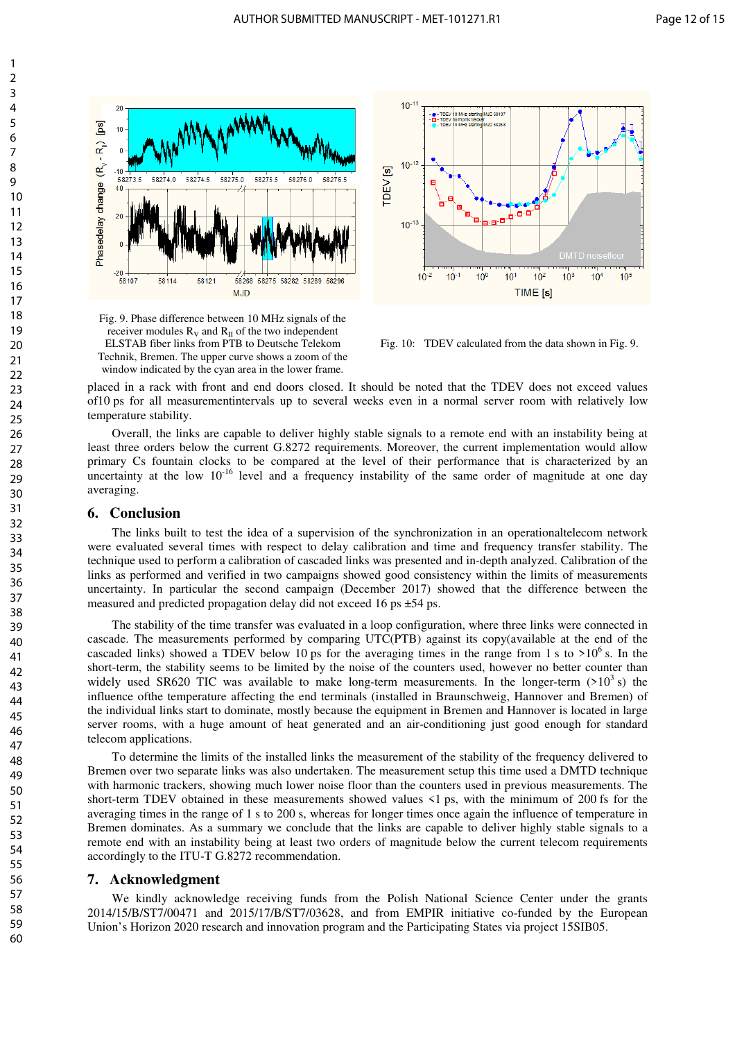Fig. 9. Phase difference between 10 MHz signals of the receiver modules $R_V$ and $R_{II}$ of the two independent ELSTAB fiber links from PTB to Deutsche Telekom Technik, Bremen. The upper curve shows a zoom of the window indicated by the cyan area in the lower frame.

Fig. 10: TDEV calculated from the data shown in Fig. 9.

placed in a rack with front and end doors closed. It should be noted that the TDEV does not exceed values of10 ps for all measurementintervals up to several weeks even in a normal server room with relatively low temperature stability.

Overall, the links are capable to deliver highly stable signals to a remote end with an instability being at least three orders below the current G.8272 requirements. Moreover, the current implementation would allow primary Cs fountain clocks to be compared at the level of their performance that is characterized by an uncertainty at the low $10^{-16}$ level and a frequency instability of the same order of magnitude at one day averaging.

## 6. Conclusion

The links built to test the idea of a supervision of the synchronization in an operationaltelecom network were evaluated several times with respect to delay calibration and time and frequency transfer stability. The technique used to perform a calibration of cascaded links was presented and in-depth analyzed. Calibration of the links as performed and verified in two campaigns showed good consistency within the limits of measurements uncertainty. In particular the second campaign (December 2017) showed that the difference between the measured and predicted propagation delay did not exceed 16 ps ±54 ps.

The stability of the time transfer was evaluated in a loop configuration, where three links were connected in cascade. The measurements performed by comparing UTC(PTB) against its copy(available at the end of the cascaded links) showed a TDEV below 10 ps for the averaging times in the range from 1 s to $>10^6$ s. In the short-term, the stability seems to be limited by the noise of the counters used, however no better counter than widely used SR620 TIC was available to make long-term measurements. In the longer-term ($>10^3$ s) the influence ofthe temperature affecting the end terminals (installed in Braunschweig, Hannover and Bremen) of the individual links start to dominate, mostly because the equipment in Bremen and Hannover is located in large server rooms, with a huge amount of heat generated and an air-conditioning just good enough for standard telecom applications.

To determine the limits of the installed links the measurement of the stability of the frequency delivered to Bremen over two separate links was also undertaken. The measurement setup this time used a DMTD technique with harmonic trackers, showing much lower noise floor than the counters used in previous measurements. The short-term TDEV obtained in these measurements showed values <1 ps, with the minimum of 200 fs for the averaging times in the range of 1 s to 200 s, whereas for longer times once again the influence of temperature in Bremen dominates. As a summary we conclude that the links are capable to deliver highly stable signals to a remote end with an instability being at least two orders of magnitude below the current telecom requirements accordingly to the ITU-T G.8272 recommendation.

## 7. Acknowledgment

We kindly acknowledge receiving funds from the Polish National Science Center under the grants 2014/15/B/ST7/00471 and 2015/17/B/ST7/03628, and from EMPIR initiative co-funded by the European Union's Horizon 2020 research and innovation program and the Participating States via project 15SIB05.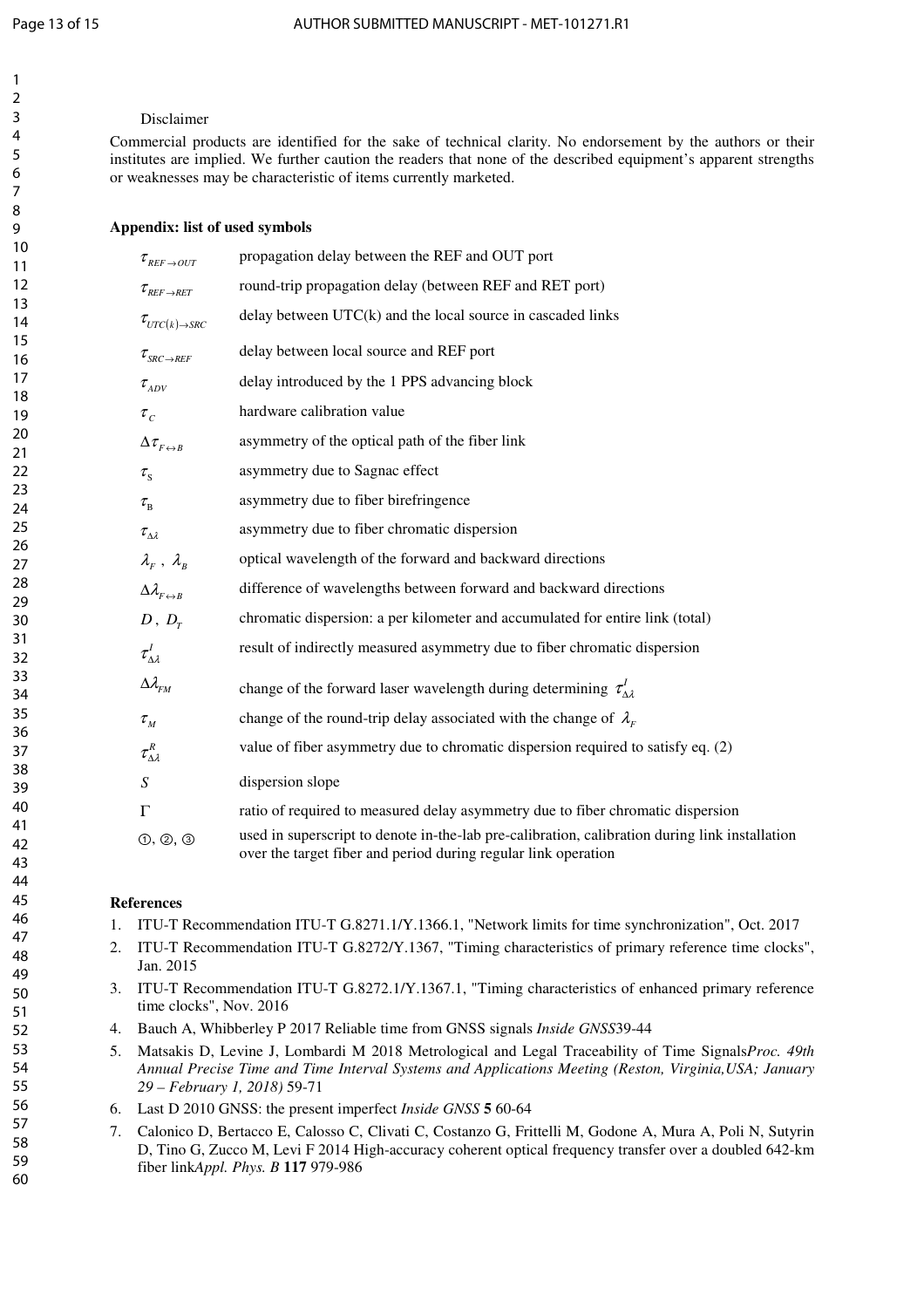Disclaimer

Commercial products are identified for the sake of technical clarity. No endorsement by the authors or their institutes are implied. We further caution the readers that none of the described equipment's apparent strengths or weaknesses may be characteristic of items currently marketed.

**Appendix: list of used symbols**

| | |
|---|---|
| $\tau_{REF \rightarrow OUT}$ | propagation delay between the REF and OUT port |
| $\tau_{REF \rightarrow RET}$ | round-trip propagation delay (between REF and RET port) |
| $\tau_{UTC(k) \rightarrow SRC}$ | delay between UTC(k) and the local source in cascaded links |
| $\tau_{SRC \rightarrow REF}$ | delay between local source and REF port |
| $\tau_{ADV}$ | delay introduced by the 1 PPS advancing block |
| $\tau_C$ | hardware calibration value |
| $\Delta\tau_{F \leftrightarrow B}$ | asymmetry of the optical path of the fiber link |
| $\tau_S$ | asymmetry due to Sagnac effect |
| $\tau_B$ | asymmetry due to fiber birefringence |
| $\tau_{\Delta\lambda}$ | asymmetry due to fiber chromatic dispersion |
| $\lambda_F$ , $\lambda_B$ | optical wavelength of the forward and backward directions |
| $\Delta\lambda_{F \leftrightarrow B}$ | difference of wavelengths between forward and backward directions |
| $D$ , $D_T$ | chromatic dispersion: a per kilometer and accumulated for entire link (total) |
| $\tau^I_{\Delta\lambda}$ | result of indirectly measured asymmetry due to fiber chromatic dispersion |
| $\Delta\lambda_{FM}$ | change of the forward laser wavelength during determining $\tau^I_{\Delta\lambda}$ |
| $\tau_M$ | change of the round-trip delay associated with the change of $\lambda_F$ |
| $\tau^R_{\Delta\lambda}$ | value of fiber asymmetry due to chromatic dispersion required to satisfy eq. (2) |
| $S$ | dispersion slope |
| $\Gamma$ | ratio of required to measured delay asymmetry due to fiber chromatic dispersion |
| ①, ②, ③ | used in superscript to denote in-the-lab pre-calibration, calibration during link installation over the target fiber and period during regular link operation |

**References**

1. ITU-T Recommendation ITU-T G.8271.1/Y.1366.1, "Network limits for time synchronization", Oct. 2017
2. ITU-T Recommendation ITU-T G.8272/Y.1367, "Timing characteristics of primary reference time clocks", Jan. 2015
3. ITU-T Recommendation ITU-T G.8272.1/Y.1367.1, "Timing characteristics of enhanced primary reference time clocks", Nov. 2016
4. Bauch A, Whibberley P 2017 Reliable time from GNSS signals *Inside GNSS*39-44
5. Matsakis D, Levine J, Lombardi M 2018 Metrological and Legal Traceability of Time Signals*Proc. 49th Annual Precise Time and Time Interval Systems and Applications Meeting (Reston, Virginia,USA; January 29 – February 1, 2018)* 59-71
6. Last D 2010 GNSS: the present imperfect *Inside GNSS* **5** 60-64
7. Calonico D, Bertacco E, Calosso C, Clivati C, Costanzo G, Frittelli M, Godone A, Mura A, Poli N, Sutyrin D, Tino G, Zucco M, Levi F 2014 High-accuracy coherent optical frequency transfer over a doubled 642-km fiber link*Appl. Phys. B* **117** 979-986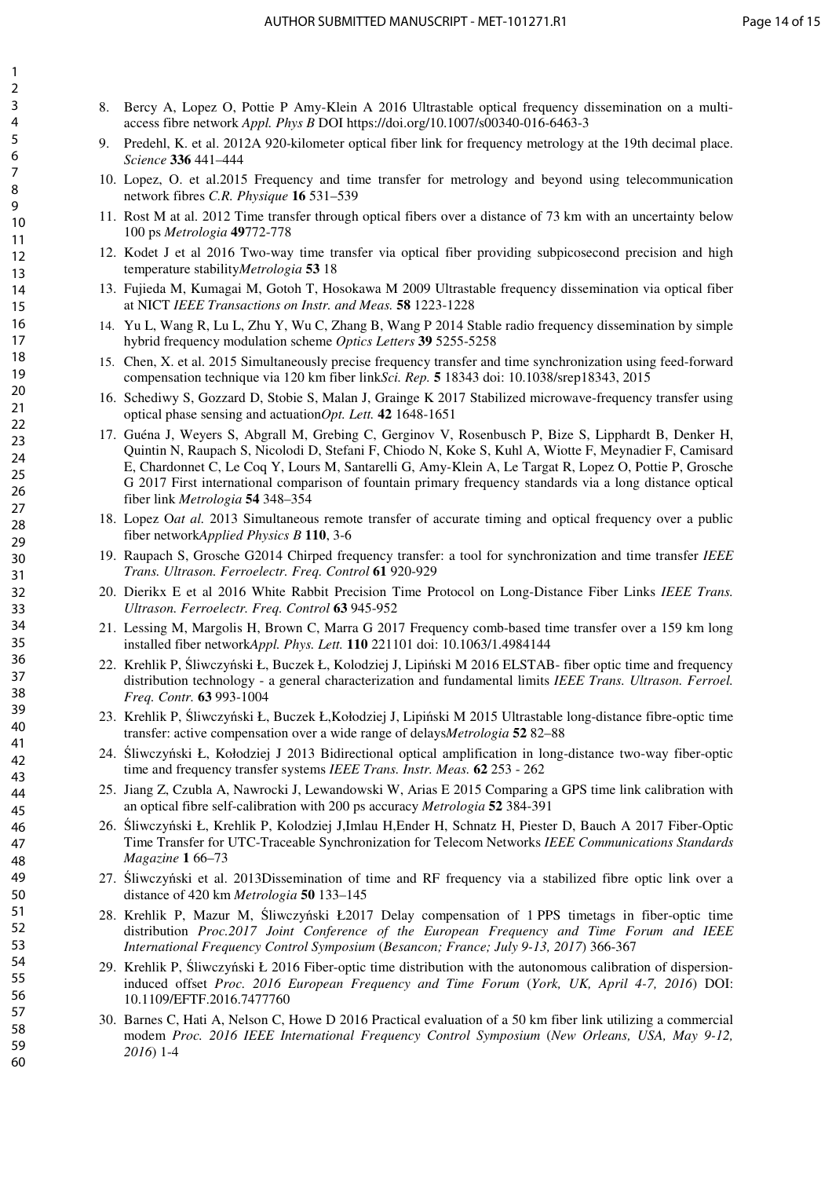8. Bercy A, Lopez O, Pottie P Amy-Klein A 2016 Ultrastable optical frequency dissemination on a multi-access fibre network *Appl. Phys B* DOI https://doi.org/10.1007/s00340-016-6463-3
9. Predehl, K. et al. 2012A 920-kilometer optical fiber link for frequency metrology at the 19th decimal place. *Science* **336** 441–444
10. Lopez, O. et al.2015 Frequency and time transfer for metrology and beyond using telecommunication network fibres *C.R. Physique* **16** 531–539
11. Rost M at al. 2012 Time transfer through optical fibers over a distance of 73 km with an uncertainty below 100 ps *Metrologia* **49**772-778
12. Kodet J et al 2016 Two-way time transfer via optical fiber providing subpicosecond precision and high temperature stability*Metrologia* **53** 18
13. Fujieda M, Kumagai M, Gotoh T, Hosokawa M 2009 Ultrastable frequency dissemination via optical fiber at NICT *IEEE Transactions on Instr. and Meas.* **58** 1223-1228
14. Yu L, Wang R, Lu L, Zhu Y, Wu C, Zhang B, Wang P 2014 Stable radio frequency dissemination by simple hybrid frequency modulation scheme *Optics Letters* **39** 5255-5258
15. Chen, X. et al. 2015 Simultaneously precise frequency transfer and time synchronization using feed-forward compensation technique via 120 km fiber link*Sci. Rep.* **5** 18343 doi: 10.1038/srep18343, 2015
16. Schediwy S, Gozzard D, Stobie S, Malan J, Grainge K 2017 Stabilized microwave-frequency transfer using optical phase sensing and actuation*Opt. Lett.* **42** 1648-1651
17. Guéna J, Weyers S, Abgrall M, Grebing C, Gerginov V, Rosenbusch P, Bize S, Lipphardt B, Denker H, Quintin N, Raupach S, Nicolodi D, Stefani F, Chiodo N, Koke S, Kuhl A, Wiotte F, Meynadier F, Camisard E, Chardonnet C, Le Coq Y, Lours M, Santarelli G, Amy-Klein A, Le Targat R, Lopez O, Pottie P, Grosche G 2017 First international comparison of fountain primary frequency standards via a long distance optical fiber link *Metrologia* **54** 348–354
18. Lopez O*at al.* 2013 Simultaneous remote transfer of accurate timing and optical frequency over a public fiber network*Applied Physics B* **110**, 3-6
19. Raupach S, Grosche G2014 Chirped frequency transfer: a tool for synchronization and time transfer *IEEE Trans. Ultrason. Ferroelectr. Freq. Control* **61** 920-929
20. Dierikx E et al 2016 White Rabbit Precision Time Protocol on Long-Distance Fiber Links *IEEE Trans. Ultrason. Ferroelectr. Freq. Control* **63** 945-952
21. Lessing M, Margolis H, Brown C, Marra G 2017 Frequency comb-based time transfer over a 159 km long installed fiber network*Appl. Phys. Lett.* **110** 221101 doi: 10.1063/1.4984144
22. Krehlik P, Śliwczyński Ł, Buczek Ł, Kolodziej J, Lipiński M 2016 ELSTAB- fiber optic time and frequency distribution technology - a general characterization and fundamental limits *IEEE Trans. Ultrason. Ferroel. Freq. Contr.* **63** 993-1004
23. Krehlik P, Śliwczyński Ł, Buczek Ł,Kołodziej J, Lipiński M 2015 Ultrastable long-distance fibre-optic time transfer: active compensation over a wide range of delays*Metrologia* **52** 82–88
24. Śliwczyński Ł, Kołodziej J 2013 Bidirectional optical amplification in long-distance two-way fiber-optic time and frequency transfer systems *IEEE Trans. Instr. Meas.* **62** 253 - 262
25. Jiang Z, Czubla A, Nawrocki J, Lewandowski W, Arias E 2015 Comparing a GPS time link calibration with an optical fibre self-calibration with 200 ps accuracy *Metrologia* **52** 384-391
26. Śliwczyński Ł, Krehlik P, Kolodziej J,Imlau H,Ender H, Schnatz H, Piester D, Bauch A 2017 Fiber-Optic Time Transfer for UTC-Traceable Synchronization for Telecom Networks *IEEE Communications Standards Magazine* **1** 66–73
27. Śliwczyński et al. 2013Dissemination of time and RF frequency via a stabilized fibre optic link over a distance of 420 km *Metrologia* **50** 133–145
28. Krehlik P, Mazur M, Śliwczyński Ł2017 Delay compensation of 1 PPS timetags in fiber-optic time distribution *Proc.2017 Joint Conference of the European Frequency and Time Forum and IEEE International Frequency Control Symposium* (*Besancon; France; July 9-13, 2017*) 366-367
29. Krehlik P, Śliwczyński Ł 2016 Fiber-optic time distribution with the autonomous calibration of dispersion-induced offset *Proc. 2016 European Frequency and Time Forum* (*York, UK, April 4-7, 2016*) DOI: 10.1109/EFTF.2016.7477760
30. Barnes C, Hati A, Nelson C, Howe D 2016 Practical evaluation of a 50 km fiber link utilizing a commercial modem *Proc. 2016 IEEE International Frequency Control Symposium* (*New Orleans, USA, May 9-12, 2016*) 1-4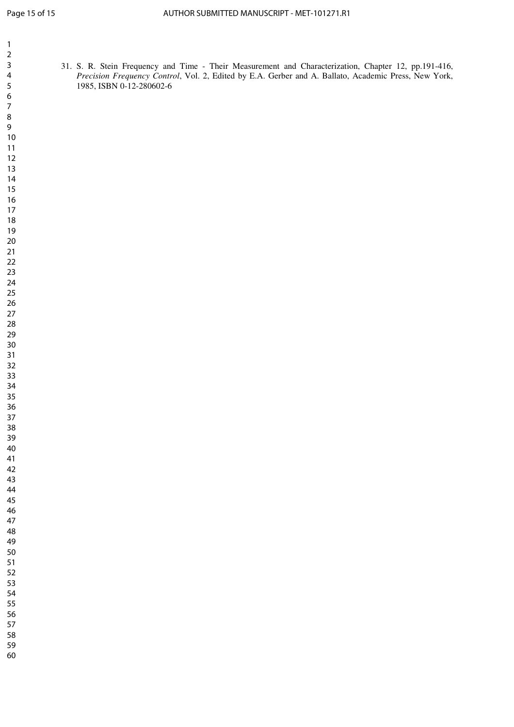31. S. R. Stein Frequency and Time - Their Measurement and Characterization, Chapter 12, pp.191-416, *Precision Frequency Control*, Vol. 2, Edited by E.A. Gerber and A. Ballato, Academic Press, New York, 1985, ISBN 0-12-280602-6